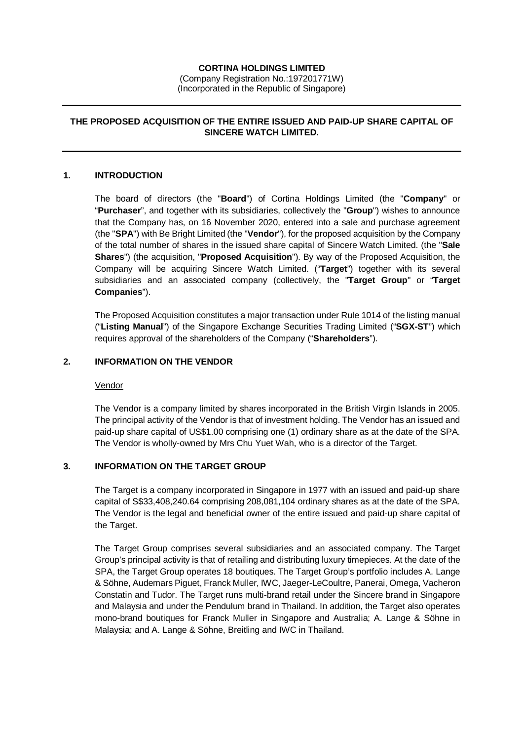**CORTINA HOLDINGS LIMITED**
(Company Registration No.:197201771W)
(Incorporated in the Republic of Singapore)

---

**THE PROPOSED ACQUISITION OF THE ENTIRE ISSUED AND PAID-UP SHARE CAPITAL OF SINCERE WATCH LIMITED.**

---

## 1. INTRODUCTION

The board of directors (the "**Board**") of Cortina Holdings Limited (the "**Company**" or "**Purchaser**", and together with its subsidiaries, collectively the "**Group**") wishes to announce that the Company has, on 16 November 2020, entered into a sale and purchase agreement (the "**SPA**") with Be Bright Limited (the "**Vendor**"), for the proposed acquisition by the Company of the total number of shares in the issued share capital of Sincere Watch Limited. (the "**Sale Shares**") (the acquisition, "**Proposed Acquisition**"). By way of the Proposed Acquisition, the Company will be acquiring Sincere Watch Limited. ("**Target**") together with its several subsidiaries and an associated company (collectively, the "**Target Group**" or "**Target Companies**").

The Proposed Acquisition constitutes a major transaction under Rule 1014 of the listing manual ("**Listing Manual**") of the Singapore Exchange Securities Trading Limited ("**SGX-ST**") which requires approval of the shareholders of the Company ("**Shareholders**").

## 2. INFORMATION ON THE VENDOR

Vendor

The Vendor is a company limited by shares incorporated in the British Virgin Islands in 2005. The principal activity of the Vendor is that of investment holding. The Vendor has an issued and paid-up share capital of US$1.00 comprising one (1) ordinary share as at the date of the SPA. The Vendor is wholly-owned by Mrs Chu Yuet Wah, who is a director of the Target.

## 3. INFORMATION ON THE TARGET GROUP

The Target is a company incorporated in Singapore in 1977 with an issued and paid-up share capital of S$33,408,240.64 comprising 208,081,104 ordinary shares as at the date of the SPA. The Vendor is the legal and beneficial owner of the entire issued and paid-up share capital of the Target.

The Target Group comprises several subsidiaries and an associated company. The Target Group's principal activity is that of retailing and distributing luxury timepieces. At the date of the SPA, the Target Group operates 18 boutiques. The Target Group's portfolio includes A. Lange & Söhne, Audemars Piguet, Franck Muller, IWC, Jaeger-LeCoultre, Panerai, Omega, Vacheron Constatin and Tudor. The Target runs multi-brand retail under the Sincere brand in Singapore and Malaysia and under the Pendulum brand in Thailand. In addition, the Target also operates mono-brand boutiques for Franck Muller in Singapore and Australia; A. Lange & Söhne in Malaysia; and A. Lange & Söhne, Breitling and IWC in Thailand.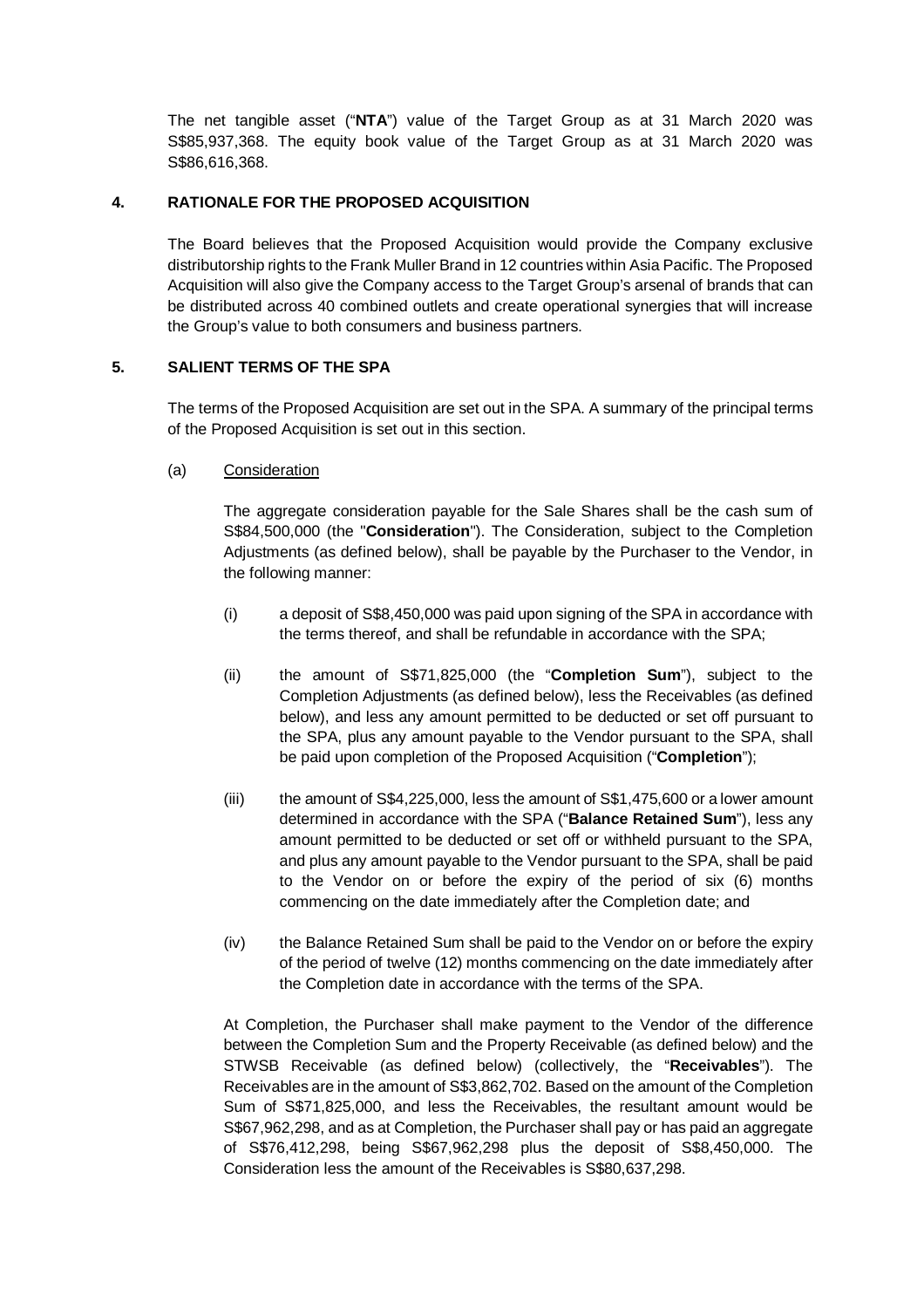The net tangible asset ("**NTA**") value of the Target Group as at 31 March 2020 was S$85,937,368. The equity book value of the Target Group as at 31 March 2020 was S$86,616,368.

## 4. RATIONALE FOR THE PROPOSED ACQUISITION

The Board believes that the Proposed Acquisition would provide the Company exclusive distributorship rights to the Frank Muller Brand in 12 countries within Asia Pacific. The Proposed Acquisition will also give the Company access to the Target Group's arsenal of brands that can be distributed across 40 combined outlets and create operational synergies that will increase the Group's value to both consumers and business partners.

## 5. SALIENT TERMS OF THE SPA

The terms of the Proposed Acquisition are set out in the SPA. A summary of the principal terms of the Proposed Acquisition is set out in this section.

(a) Consideration

The aggregate consideration payable for the Sale Shares shall be the cash sum of S$84,500,000 (the "**Consideration**"). The Consideration, subject to the Completion Adjustments (as defined below), shall be payable by the Purchaser to the Vendor, in the following manner:

(i) a deposit of S$8,450,000 was paid upon signing of the SPA in accordance with the terms thereof, and shall be refundable in accordance with the SPA;

(ii) the amount of S$71,825,000 (the "**Completion Sum**"), subject to the Completion Adjustments (as defined below), less the Receivables (as defined below), and less any amount permitted to be deducted or set off pursuant to the SPA, plus any amount payable to the Vendor pursuant to the SPA, shall be paid upon completion of the Proposed Acquisition ("**Completion**");

(iii) the amount of S$4,225,000, less the amount of S$1,475,600 or a lower amount determined in accordance with the SPA ("**Balance Retained Sum**"), less any amount permitted to be deducted or set off or withheld pursuant to the SPA, and plus any amount payable to the Vendor pursuant to the SPA, shall be paid to the Vendor on or before the expiry of the period of six (6) months commencing on the date immediately after the Completion date; and

(iv) the Balance Retained Sum shall be paid to the Vendor on or before the expiry of the period of twelve (12) months commencing on the date immediately after the Completion date in accordance with the terms of the SPA.

At Completion, the Purchaser shall make payment to the Vendor of the difference between the Completion Sum and the Property Receivable (as defined below) and the STWSB Receivable (as defined below) (collectively, the "**Receivables**"). The Receivables are in the amount of S$3,862,702. Based on the amount of the Completion Sum of S$71,825,000, and less the Receivables, the resultant amount would be S$67,962,298, and as at Completion, the Purchaser shall pay or has paid an aggregate of S$76,412,298, being S$67,962,298 plus the deposit of S$8,450,000. The Consideration less the amount of the Receivables is S$80,637,298.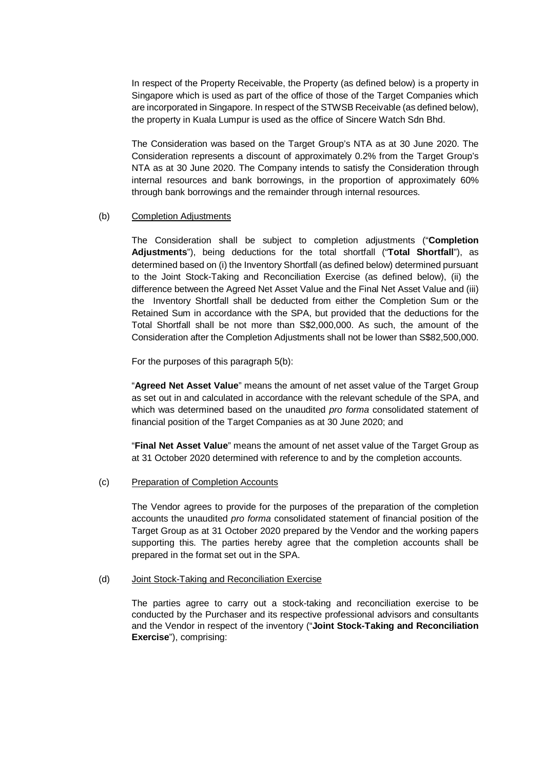In respect of the Property Receivable, the Property (as defined below) is a property in Singapore which is used as part of the office of those of the Target Companies which are incorporated in Singapore. In respect of the STWSB Receivable (as defined below), the property in Kuala Lumpur is used as the office of Sincere Watch Sdn Bhd.

The Consideration was based on the Target Group's NTA as at 30 June 2020. The Consideration represents a discount of approximately 0.2% from the Target Group's NTA as at 30 June 2020. The Company intends to satisfy the Consideration through internal resources and bank borrowings, in the proportion of approximately 60% through bank borrowings and the remainder through internal resources.

(b) Completion Adjustments

The Consideration shall be subject to completion adjustments ("**Completion Adjustments**"), being deductions for the total shortfall ("**Total Shortfall**"), as determined based on (i) the Inventory Shortfall (as defined below) determined pursuant to the Joint Stock-Taking and Reconciliation Exercise (as defined below), (ii) the difference between the Agreed Net Asset Value and the Final Net Asset Value and (iii) the Inventory Shortfall shall be deducted from either the Completion Sum or the Retained Sum in accordance with the SPA, but provided that the deductions for the Total Shortfall shall be not more than S$2,000,000. As such, the amount of the Consideration after the Completion Adjustments shall not be lower than S$82,500,000.

For the purposes of this paragraph 5(b):

"**Agreed Net Asset Value**" means the amount of net asset value of the Target Group as set out in and calculated in accordance with the relevant schedule of the SPA, and which was determined based on the unaudited *pro forma* consolidated statement of financial position of the Target Companies as at 30 June 2020; and

"**Final Net Asset Value**" means the amount of net asset value of the Target Group as at 31 October 2020 determined with reference to and by the completion accounts.

(c) Preparation of Completion Accounts

The Vendor agrees to provide for the purposes of the preparation of the completion accounts the unaudited *pro forma* consolidated statement of financial position of the Target Group as at 31 October 2020 prepared by the Vendor and the working papers supporting this. The parties hereby agree that the completion accounts shall be prepared in the format set out in the SPA.

(d) Joint Stock-Taking and Reconciliation Exercise

The parties agree to carry out a stock-taking and reconciliation exercise to be conducted by the Purchaser and its respective professional advisors and consultants and the Vendor in respect of the inventory ("**Joint Stock-Taking and Reconciliation Exercise**"), comprising: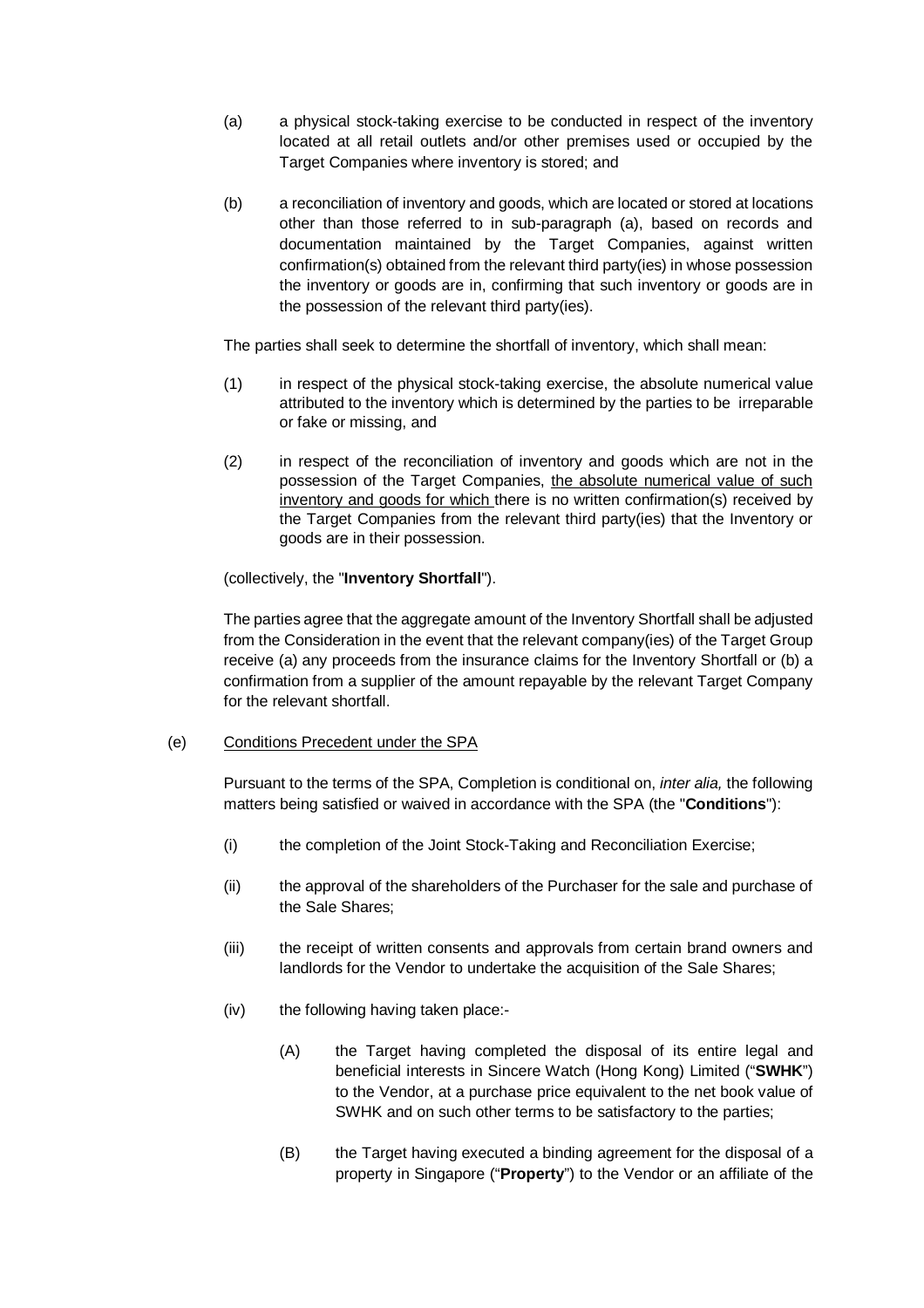(a) a physical stock-taking exercise to be conducted in respect of the inventory located at all retail outlets and/or other premises used or occupied by the Target Companies where inventory is stored; and

(b) a reconciliation of inventory and goods, which are located or stored at locations other than those referred to in sub-paragraph (a), based on records and documentation maintained by the Target Companies, against written confirmation(s) obtained from the relevant third party(ies) in whose possession the inventory or goods are in, confirming that such inventory or goods are in the possession of the relevant third party(ies).

The parties shall seek to determine the shortfall of inventory, which shall mean:

(1) in respect of the physical stock-taking exercise, the absolute numerical value attributed to the inventory which is determined by the parties to be irreparable or fake or missing, and

(2) in respect of the reconciliation of inventory and goods which are not in the possession of the Target Companies, <u>the absolute numerical value of such inventory and goods for which</u> there is no written confirmation(s) received by the Target Companies from the relevant third party(ies) that the Inventory or goods are in their possession.

(collectively, the "**Inventory Shortfall**").

The parties agree that the aggregate amount of the Inventory Shortfall shall be adjusted from the Consideration in the event that the relevant company(ies) of the Target Group receive (a) any proceeds from the insurance claims for the Inventory Shortfall or (b) a confirmation from a supplier of the amount repayable by the relevant Target Company for the relevant shortfall.

(e) <u>Conditions Precedent under the SPA</u>

Pursuant to the terms of the SPA, Completion is conditional on, *inter alia,* the following matters being satisfied or waived in accordance with the SPA (the "**Conditions**"):

(i) the completion of the Joint Stock-Taking and Reconciliation Exercise;

(ii) the approval of the shareholders of the Purchaser for the sale and purchase of the Sale Shares;

(iii) the receipt of written consents and approvals from certain brand owners and landlords for the Vendor to undertake the acquisition of the Sale Shares;

(iv) the following having taken place:-

(A) the Target having completed the disposal of its entire legal and beneficial interests in Sincere Watch (Hong Kong) Limited ("**SWHK**") to the Vendor, at a purchase price equivalent to the net book value of SWHK and on such other terms to be satisfactory to the parties;

(B) the Target having executed a binding agreement for the disposal of a property in Singapore ("**Property**") to the Vendor or an affiliate of the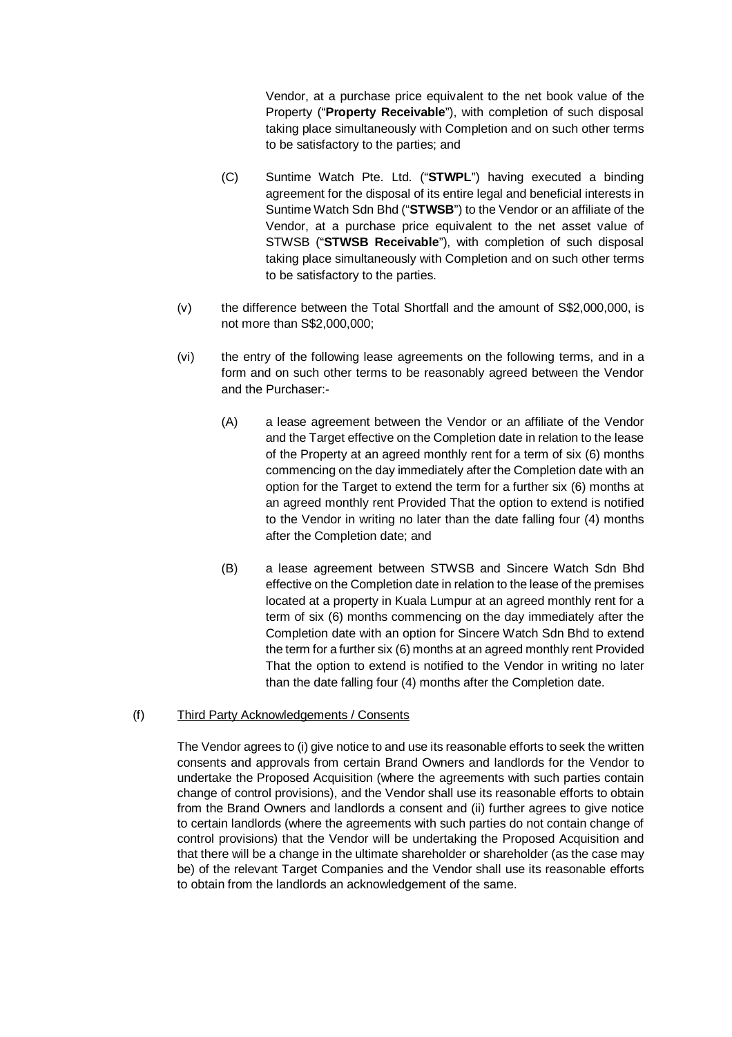Vendor, at a purchase price equivalent to the net book value of the Property ("**Property Receivable**"), with completion of such disposal taking place simultaneously with Completion and on such other terms to be satisfactory to the parties; and

(C) Suntime Watch Pte. Ltd. ("**STWPL**") having executed a binding agreement for the disposal of its entire legal and beneficial interests in Suntime Watch Sdn Bhd ("**STWSB**") to the Vendor or an affiliate of the Vendor, at a purchase price equivalent to the net asset value of STWSB ("**STWSB Receivable**"), with completion of such disposal taking place simultaneously with Completion and on such other terms to be satisfactory to the parties.

(v) the difference between the Total Shortfall and the amount of S$2,000,000, is not more than S$2,000,000;

(vi) the entry of the following lease agreements on the following terms, and in a form and on such other terms to be reasonably agreed between the Vendor and the Purchaser:-

(A) a lease agreement between the Vendor or an affiliate of the Vendor and the Target effective on the Completion date in relation to the lease of the Property at an agreed monthly rent for a term of six (6) months commencing on the day immediately after the Completion date with an option for the Target to extend the term for a further six (6) months at an agreed monthly rent Provided That the option to extend is notified to the Vendor in writing no later than the date falling four (4) months after the Completion date; and

(B) a lease agreement between STWSB and Sincere Watch Sdn Bhd effective on the Completion date in relation to the lease of the premises located at a property in Kuala Lumpur at an agreed monthly rent for a term of six (6) months commencing on the day immediately after the Completion date with an option for Sincere Watch Sdn Bhd to extend the term for a further six (6) months at an agreed monthly rent Provided That the option to extend is notified to the Vendor in writing no later than the date falling four (4) months after the Completion date.

(f) <u>Third Party Acknowledgements / Consents</u>

The Vendor agrees to (i) give notice to and use its reasonable efforts to seek the written consents and approvals from certain Brand Owners and landlords for the Vendor to undertake the Proposed Acquisition (where the agreements with such parties contain change of control provisions), and the Vendor shall use its reasonable efforts to obtain from the Brand Owners and landlords a consent and (ii) further agrees to give notice to certain landlords (where the agreements with such parties do not contain change of control provisions) that the Vendor will be undertaking the Proposed Acquisition and that there will be a change in the ultimate shareholder or shareholder (as the case may be) of the relevant Target Companies and the Vendor shall use its reasonable efforts to obtain from the landlords an acknowledgement of the same.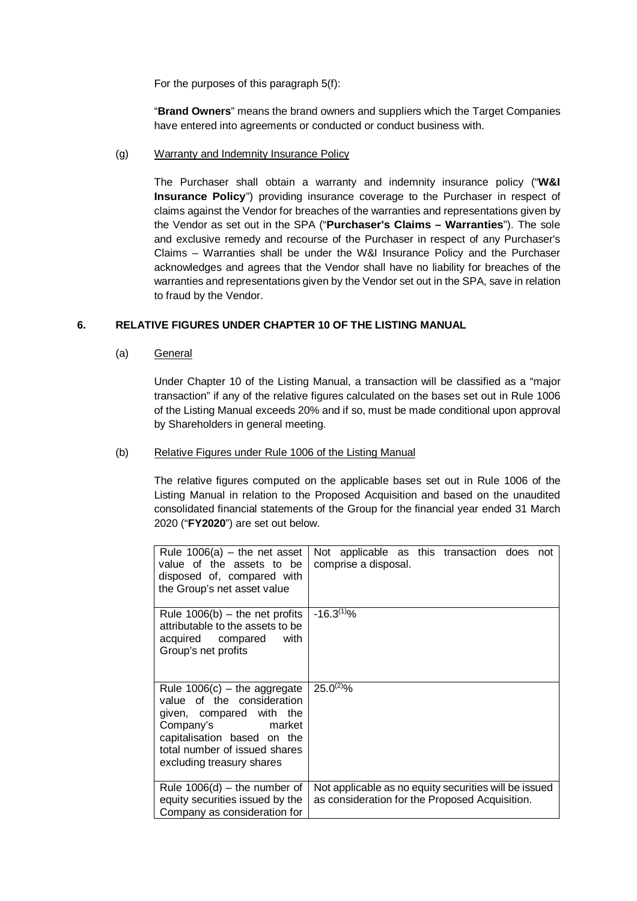For the purposes of this paragraph 5(f):

"**Brand Owners**" means the brand owners and suppliers which the Target Companies have entered into agreements or conducted or conduct business with.

(g) Warranty and Indemnity Insurance Policy

The Purchaser shall obtain a warranty and indemnity insurance policy ("**W&I Insurance Policy**") providing insurance coverage to the Purchaser in respect of claims against the Vendor for breaches of the warranties and representations given by the Vendor as set out in the SPA ("**Purchaser's Claims – Warranties**"). The sole and exclusive remedy and recourse of the Purchaser in respect of any Purchaser's Claims – Warranties shall be under the W&I Insurance Policy and the Purchaser acknowledges and agrees that the Vendor shall have no liability for breaches of the warranties and representations given by the Vendor set out in the SPA, save in relation to fraud by the Vendor.

## 6. RELATIVE FIGURES UNDER CHAPTER 10 OF THE LISTING MANUAL

(a) General

Under Chapter 10 of the Listing Manual, a transaction will be classified as a "major transaction" if any of the relative figures calculated on the bases set out in Rule 1006 of the Listing Manual exceeds 20% and if so, must be made conditional upon approval by Shareholders in general meeting.

(b) Relative Figures under Rule 1006 of the Listing Manual

The relative figures computed on the applicable bases set out in Rule 1006 of the Listing Manual in relation to the Proposed Acquisition and based on the unaudited consolidated financial statements of the Group for the financial year ended 31 March 2020 ("**FY2020**") are set out below.

| | |
|---|---|
| Rule 1006(a) – the net asset value of the assets to be disposed of, compared with the Group's net asset value | Not applicable as this transaction does not comprise a disposal. |
| Rule 1006(b) – the net profits attributable to the assets to be acquired compared with Group's net profits | -16.3[(1)]% |
| Rule 1006(c) – the aggregate value of the consideration given, compared with the Company's market capitalisation based on the total number of issued shares excluding treasury shares | 25.0[(2)]% |
| Rule 1006(d) – the number of equity securities issued by the Company as consideration for | Not applicable as no equity securities will be issued as consideration for the Proposed Acquisition. |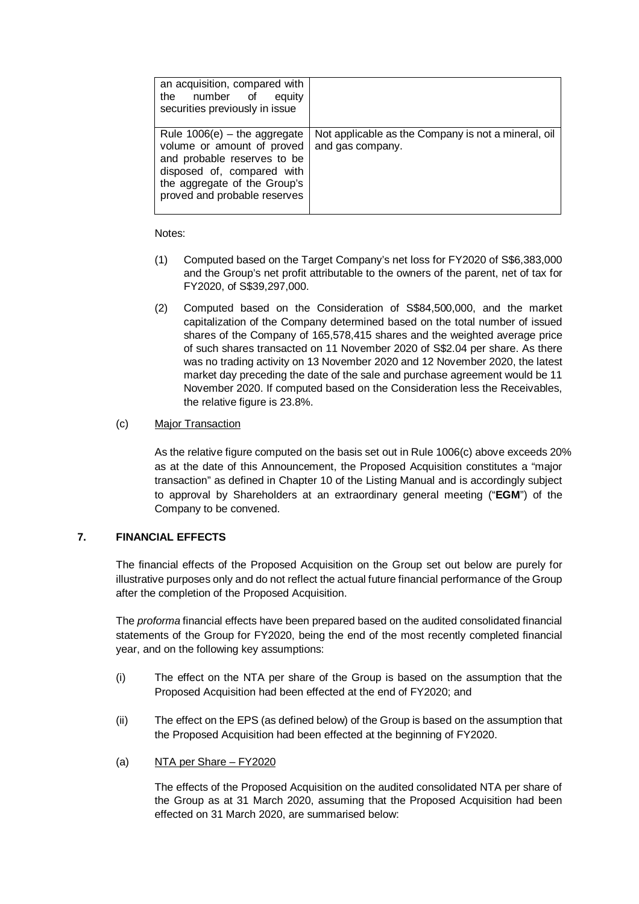| an acquisition, compared with the number of equity securities previously in issue | |
|---|---|
| Rule 1006(e) – the aggregate volume or amount of proved and probable reserves to be disposed of, compared with the aggregate of the Group's proved and probable reserves | Not applicable as the Company is not a mineral, oil and gas company. |

Notes:

(1) Computed based on the Target Company's net loss for FY2020 of S$6,383,000 and the Group's net profit attributable to the owners of the parent, net of tax for FY2020, of S$39,297,000.

(2) Computed based on the Consideration of S$84,500,000, and the market capitalization of the Company determined based on the total number of issued shares of the Company of 165,578,415 shares and the weighted average price of such shares transacted on 11 November 2020 of S$2.04 per share. As there was no trading activity on 13 November 2020 and 12 November 2020, the latest market day preceding the date of the sale and purchase agreement would be 11 November 2020. If computed based on the Consideration less the Receivables, the relative figure is 23.8%.

(c) Major Transaction

As the relative figure computed on the basis set out in Rule 1006(c) above exceeds 20% as at the date of this Announcement, the Proposed Acquisition constitutes a "major transaction" as defined in Chapter 10 of the Listing Manual and is accordingly subject to approval by Shareholders at an extraordinary general meeting ("**EGM**") of the Company to be convened.

## 7. FINANCIAL EFFECTS

The financial effects of the Proposed Acquisition on the Group set out below are purely for illustrative purposes only and do not reflect the actual future financial performance of the Group after the completion of the Proposed Acquisition.

The *proforma* financial effects have been prepared based on the audited consolidated financial statements of the Group for FY2020, being the end of the most recently completed financial year, and on the following key assumptions:

(i) The effect on the NTA per share of the Group is based on the assumption that the Proposed Acquisition had been effected at the end of FY2020; and

(ii) The effect on the EPS (as defined below) of the Group is based on the assumption that the Proposed Acquisition had been effected at the beginning of FY2020.

(a) NTA per Share – FY2020

The effects of the Proposed Acquisition on the audited consolidated NTA per share of the Group as at 31 March 2020, assuming that the Proposed Acquisition had been effected on 31 March 2020, are summarised below: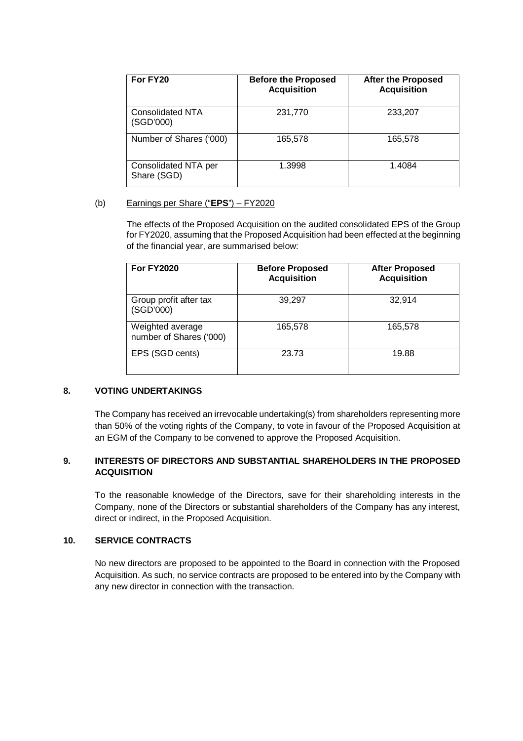| For FY20 | Before the Proposed Acquisition | After the Proposed Acquisition |
| --- | --- | --- |
| Consolidated NTA (SGD'000) | 231,770 | 233,207 |
| Number of Shares ('000) | 165,578 | 165,578 |
| Consolidated NTA per Share (SGD) | 1.3998 | 1.4084 |

(b) Earnings per Share ("**EPS**") – FY2020

The effects of the Proposed Acquisition on the audited consolidated EPS of the Group for FY2020, assuming that the Proposed Acquisition had been effected at the beginning of the financial year, are summarised below:

| For FY2020 | Before Proposed Acquisition | After Proposed Acquisition |
| --- | --- | --- |
| Group profit after tax (SGD'000) | 39,297 | 32,914 |
| Weighted average number of Shares ('000) | 165,578 | 165,578 |
| EPS (SGD cents) | 23.73 | 19.88 |

## 8. VOTING UNDERTAKINGS

The Company has received an irrevocable undertaking(s) from shareholders representing more than 50% of the voting rights of the Company, to vote in favour of the Proposed Acquisition at an EGM of the Company to be convened to approve the Proposed Acquisition.

## 9. INTERESTS OF DIRECTORS AND SUBSTANTIAL SHAREHOLDERS IN THE PROPOSED ACQUISITION

To the reasonable knowledge of the Directors, save for their shareholding interests in the Company, none of the Directors or substantial shareholders of the Company has any interest, direct or indirect, in the Proposed Acquisition.

## 10. SERVICE CONTRACTS

No new directors are proposed to be appointed to the Board in connection with the Proposed Acquisition. As such, no service contracts are proposed to be entered into by the Company with any new director in connection with the transaction.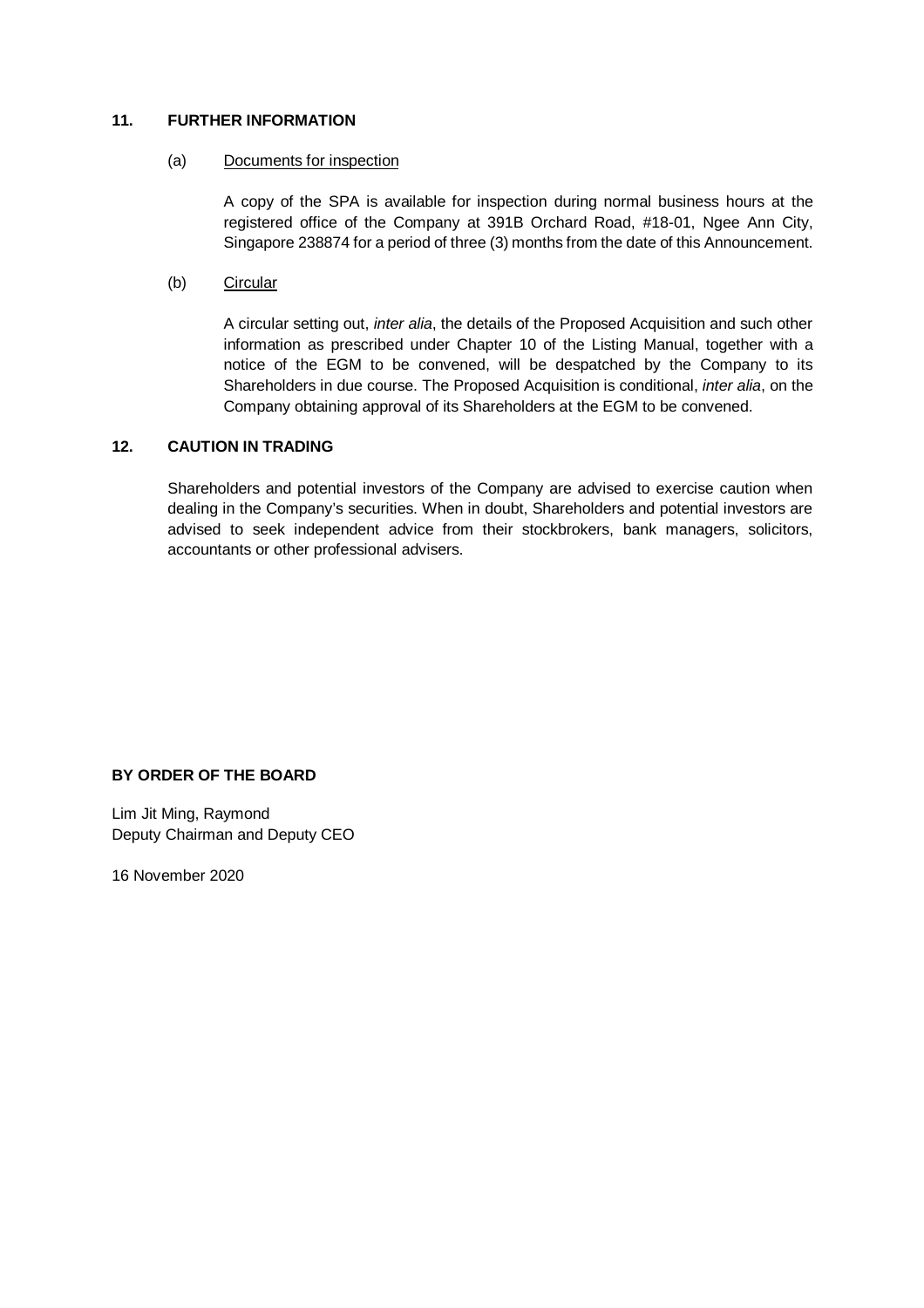## 11. FURTHER INFORMATION

(a) Documents for inspection

A copy of the SPA is available for inspection during normal business hours at the registered office of the Company at 391B Orchard Road, #18-01, Ngee Ann City, Singapore 238874 for a period of three (3) months from the date of this Announcement.

(b) Circular

A circular setting out, *inter alia*, the details of the Proposed Acquisition and such other information as prescribed under Chapter 10 of the Listing Manual, together with a notice of the EGM to be convened, will be despatched by the Company to its Shareholders in due course. The Proposed Acquisition is conditional, *inter alia*, on the Company obtaining approval of its Shareholders at the EGM to be convened.

## 12. CAUTION IN TRADING

Shareholders and potential investors of the Company are advised to exercise caution when dealing in the Company's securities. When in doubt, Shareholders and potential investors are advised to seek independent advice from their stockbrokers, bank managers, solicitors, accountants or other professional advisers.

**BY ORDER OF THE BOARD**

Lim Jit Ming, Raymond
Deputy Chairman and Deputy CEO

16 November 2020